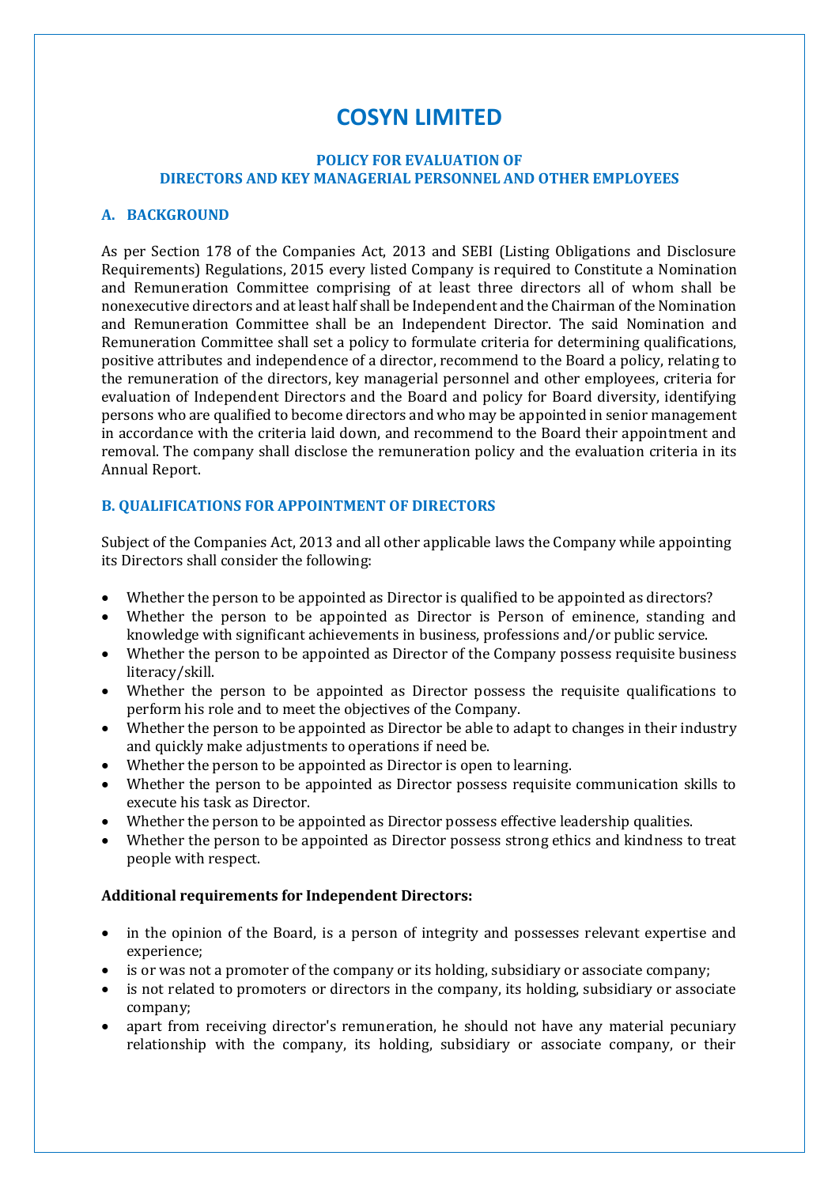# COSYN LIMITED

### POLICY FOR EVALUATION OF DIRECTORS AND KEY MANAGERIAL PERSONNEL AND OTHER EMPLOYEES

## A. BACKGROUND

As per Section 178 of the Companies Act, 2013 and SEBI (Listing Obligations and Disclosure Requirements) Regulations, 2015 every listed Company is required to Constitute a Nomination and Remuneration Committee comprising of at least three directors all of whom shall be nonexecutive directors and at least half shall be Independent and the Chairman of the Nomination and Remuneration Committee shall be an Independent Director. The said Nomination and Remuneration Committee shall set a policy to formulate criteria for determining qualifications, positive attributes and independence of a director, recommend to the Board a policy, relating to the remuneration of the directors, key managerial personnel and other employees, criteria for evaluation of Independent Directors and the Board and policy for Board diversity, identifying persons who are qualified to become directors and who may be appointed in senior management in accordance with the criteria laid down, and recommend to the Board their appointment and removal. The company shall disclose the remuneration policy and the evaluation criteria in its Annual Report.

## B. QUALIFICATIONS FOR APPOINTMENT OF DIRECTORS

Subject of the Companies Act, 2013 and all other applicable laws the Company while appointing its Directors shall consider the following:

- Whether the person to be appointed as Director is qualified to be appointed as directors?
- Whether the person to be appointed as Director is Person of eminence, standing and knowledge with significant achievements in business, professions and/or public service.
- Whether the person to be appointed as Director of the Company possess requisite business literacy/skill.
- Whether the person to be appointed as Director possess the requisite qualifications to perform his role and to meet the objectives of the Company.
- Whether the person to be appointed as Director be able to adapt to changes in their industry and quickly make adjustments to operations if need be.
- Whether the person to be appointed as Director is open to learning.
- Whether the person to be appointed as Director possess requisite communication skills to execute his task as Director.
- Whether the person to be appointed as Director possess effective leadership qualities.
- Whether the person to be appointed as Director possess strong ethics and kindness to treat people with respect.

**Additional requirements for Independent Directors:**

- in the opinion of the Board, is a person of integrity and possesses relevant expertise and experience;
- is or was not a promoter of the company or its holding, subsidiary or associate company;
- is not related to promoters or directors in the company, its holding, subsidiary or associate company;
- apart from receiving director's remuneration, he should not have any material pecuniary relationship with the company, its holding, subsidiary or associate company, or their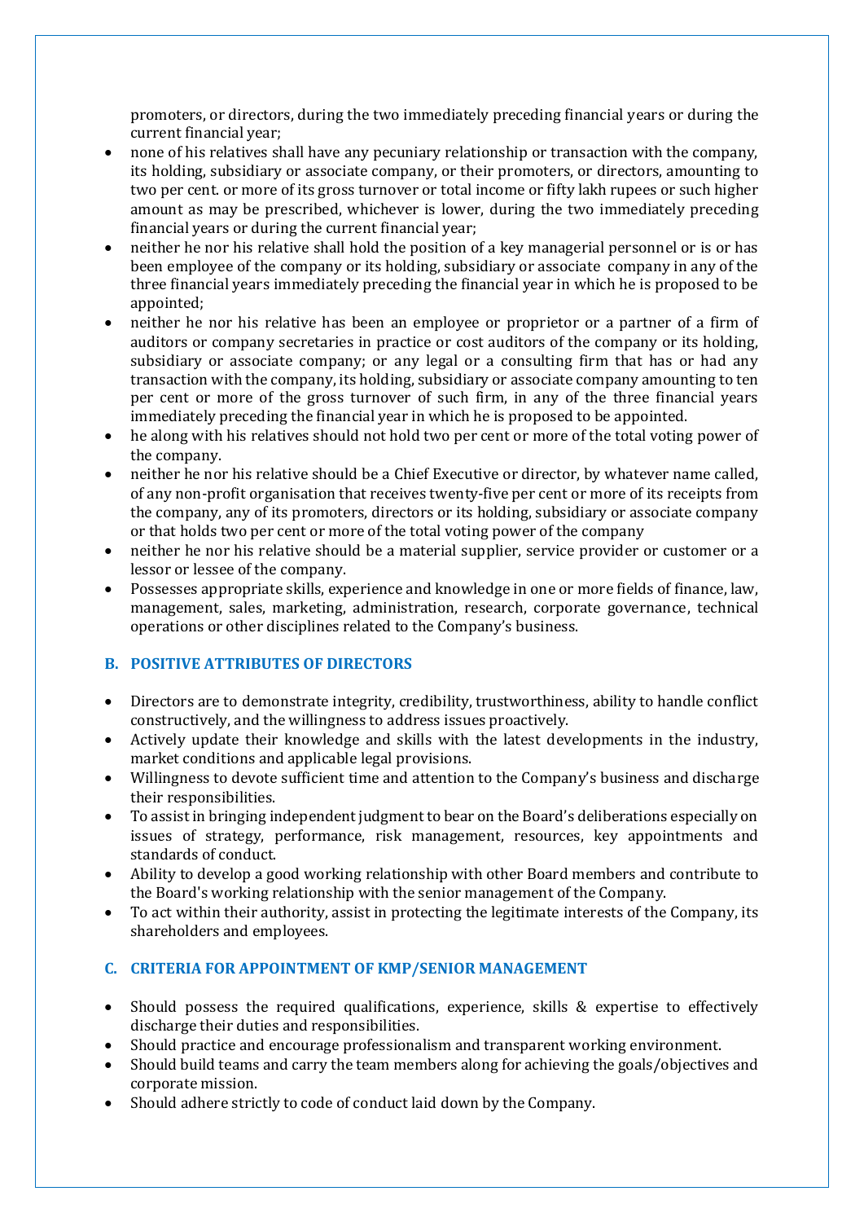promoters, or directors, during the two immediately preceding financial years or during the current financial year;

- none of his relatives shall have any pecuniary relationship or transaction with the company, its holding, subsidiary or associate company, or their promoters, or directors, amounting to two per cent. or more of its gross turnover or total income or fifty lakh rupees or such higher amount as may be prescribed, whichever is lower, during the two immediately preceding financial years or during the current financial year;
- neither he nor his relative shall hold the position of a key managerial personnel or is or has been employee of the company or its holding, subsidiary or associate company in any of the three financial years immediately preceding the financial year in which he is proposed to be appointed;
- neither he nor his relative has been an employee or proprietor or a partner of a firm of auditors or company secretaries in practice or cost auditors of the company or its holding, subsidiary or associate company; or any legal or a consulting firm that has or had any transaction with the company, its holding, subsidiary or associate company amounting to ten per cent or more of the gross turnover of such firm, in any of the three financial years immediately preceding the financial year in which he is proposed to be appointed.
- he along with his relatives should not hold two per cent or more of the total voting power of the company.
- neither he nor his relative should be a Chief Executive or director, by whatever name called, of any non-profit organisation that receives twenty-five per cent or more of its receipts from the company, any of its promoters, directors or its holding, subsidiary or associate company or that holds two per cent or more of the total voting power of the company
- neither he nor his relative should be a material supplier, service provider or customer or a lessor or lessee of the company.
- Possesses appropriate skills, experience and knowledge in one or more fields of finance, law, management, sales, marketing, administration, research, corporate governance, technical operations or other disciplines related to the Company's business.

## B. POSITIVE ATTRIBUTES OF DIRECTORS

- Directors are to demonstrate integrity, credibility, trustworthiness, ability to handle conflict constructively, and the willingness to address issues proactively.
- Actively update their knowledge and skills with the latest developments in the industry, market conditions and applicable legal provisions.
- Willingness to devote sufficient time and attention to the Company's business and discharge their responsibilities.
- To assist in bringing independent judgment to bear on the Board's deliberations especially on issues of strategy, performance, risk management, resources, key appointments and standards of conduct.
- Ability to develop a good working relationship with other Board members and contribute to the Board's working relationship with the senior management of the Company.
- To act within their authority, assist in protecting the legitimate interests of the Company, its shareholders and employees.

## C. CRITERIA FOR APPOINTMENT OF KMP/SENIOR MANAGEMENT

- Should possess the required qualifications, experience, skills & expertise to effectively discharge their duties and responsibilities.
- Should practice and encourage professionalism and transparent working environment.
- Should build teams and carry the team members along for achieving the goals/objectives and corporate mission.
- Should adhere strictly to code of conduct laid down by the Company.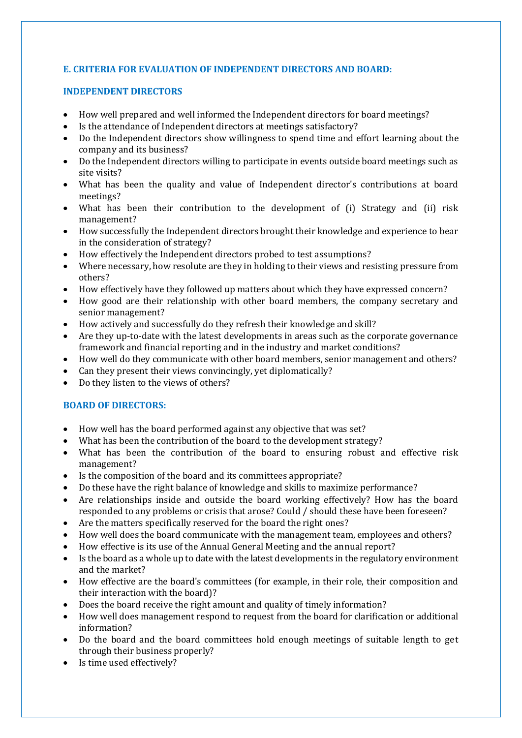## E. CRITERIA FOR EVALUATION OF INDEPENDENT DIRECTORS AND BOARD:

### INDEPENDENT DIRECTORS

- How well prepared and well informed the Independent directors for board meetings?
- Is the attendance of Independent directors at meetings satisfactory?
- Do the Independent directors show willingness to spend time and effort learning about the company and its business?
- Do the Independent directors willing to participate in events outside board meetings such as site visits?
- What has been the quality and value of Independent director's contributions at board meetings?
- What has been their contribution to the development of (i) Strategy and (ii) risk management?
- How successfully the Independent directors brought their knowledge and experience to bear in the consideration of strategy?
- How effectively the Independent directors probed to test assumptions?
- Where necessary, how resolute are they in holding to their views and resisting pressure from others?
- How effectively have they followed up matters about which they have expressed concern?
- How good are their relationship with other board members, the company secretary and senior management?
- How actively and successfully do they refresh their knowledge and skill?
- Are they up-to-date with the latest developments in areas such as the corporate governance framework and financial reporting and in the industry and market conditions?
- How well do they communicate with other board members, senior management and others?
- Can they present their views convincingly, yet diplomatically?
- Do they listen to the views of others?

### BOARD OF DIRECTORS:

- How well has the board performed against any objective that was set?
- What has been the contribution of the board to the development strategy?
- What has been the contribution of the board to ensuring robust and effective risk management?
- Is the composition of the board and its committees appropriate?
- Do these have the right balance of knowledge and skills to maximize performance?
- Are relationships inside and outside the board working effectively? How has the board responded to any problems or crisis that arose? Could / should these have been foreseen?
- Are the matters specifically reserved for the board the right ones?
- How well does the board communicate with the management team, employees and others?
- How effective is its use of the Annual General Meeting and the annual report?
- Is the board as a whole up to date with the latest developments in the regulatory environment and the market?
- How effective are the board's committees (for example, in their role, their composition and their interaction with the board)?
- Does the board receive the right amount and quality of timely information?
- How well does management respond to request from the board for clarification or additional information?
- Do the board and the board committees hold enough meetings of suitable length to get through their business properly?
- Is time used effectively?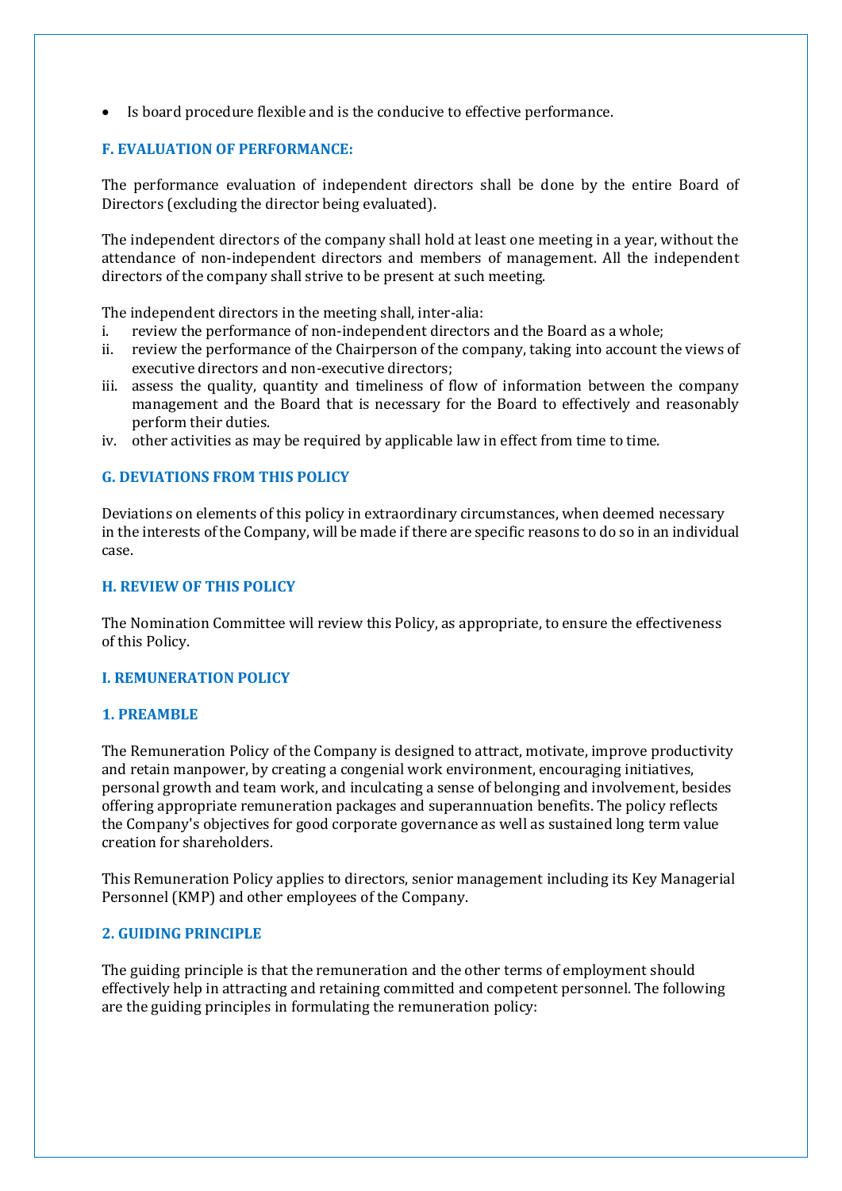- Is board procedure flexible and is the conducive to effective performance.

### F. EVALUATION OF PERFORMANCE:

The performance evaluation of independent directors shall be done by the entire Board of Directors (excluding the director being evaluated).

The independent directors of the company shall hold at least one meeting in a year, without the attendance of non-independent directors and members of management. All the independent directors of the company shall strive to be present at such meeting.

The independent directors in the meeting shall, inter-alia:

i. review the performance of non-independent directors and the Board as a whole;
ii. review the performance of the Chairperson of the company, taking into account the views of executive directors and non-executive directors;
iii. assess the quality, quantity and timeliness of flow of information between the company management and the Board that is necessary for the Board to effectively and reasonably perform their duties.
iv. other activities as may be required by applicable law in effect from time to time.

### G. DEVIATIONS FROM THIS POLICY

Deviations on elements of this policy in extraordinary circumstances, when deemed necessary in the interests of the Company, will be made if there are specific reasons to do so in an individual case.

### H. REVIEW OF THIS POLICY

The Nomination Committee will review this Policy, as appropriate, to ensure the effectiveness of this Policy.

### I. REMUNERATION POLICY

### 1. PREAMBLE

The Remuneration Policy of the Company is designed to attract, motivate, improve productivity and retain manpower, by creating a congenial work environment, encouraging initiatives, personal growth and team work, and inculcating a sense of belonging and involvement, besides offering appropriate remuneration packages and superannuation benefits. The policy reflects the Company's objectives for good corporate governance as well as sustained long term value creation for shareholders.

This Remuneration Policy applies to directors, senior management including its Key Managerial Personnel (KMP) and other employees of the Company.

### 2. GUIDING PRINCIPLE

The guiding principle is that the remuneration and the other terms of employment should effectively help in attracting and retaining committed and competent personnel. The following are the guiding principles in formulating the remuneration policy: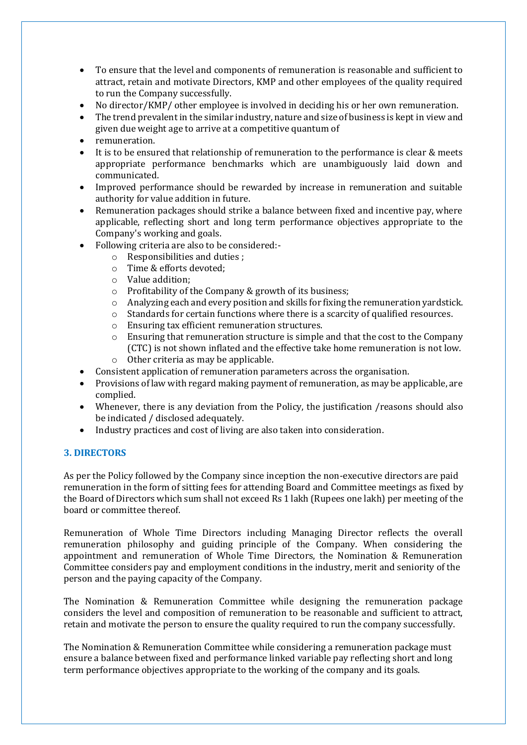- To ensure that the level and components of remuneration is reasonable and sufficient to attract, retain and motivate Directors, KMP and other employees of the quality required to run the Company successfully.
- No director/KMP/ other employee is involved in deciding his or her own remuneration.
- The trend prevalent in the similar industry, nature and size of business is kept in view and given due weight age to arrive at a competitive quantum of
- remuneration.
- It is to be ensured that relationship of remuneration to the performance is clear & meets appropriate performance benchmarks which are unambiguously laid down and communicated.
- Improved performance should be rewarded by increase in remuneration and suitable authority for value addition in future.
- Remuneration packages should strike a balance between fixed and incentive pay, where applicable, reflecting short and long term performance objectives appropriate to the Company's working and goals.
- Following criteria are also to be considered:-
  - Responsibilities and duties ;
  - Time & efforts devoted;
  - Value addition;
  - Profitability of the Company & growth of its business;
  - Analyzing each and every position and skills for fixing the remuneration yardstick.
  - Standards for certain functions where there is a scarcity of qualified resources.
  - Ensuring tax efficient remuneration structures.
  - Ensuring that remuneration structure is simple and that the cost to the Company (CTC) is not shown inflated and the effective take home remuneration is not low.
  - Other criteria as may be applicable.
- Consistent application of remuneration parameters across the organisation.
- Provisions of law with regard making payment of remuneration, as may be applicable, are complied.
- Whenever, there is any deviation from the Policy, the justification /reasons should also be indicated / disclosed adequately.
- Industry practices and cost of living are also taken into consideration.

## 3. DIRECTORS

As per the Policy followed by the Company since inception the non-executive directors are paid remuneration in the form of sitting fees for attending Board and Committee meetings as fixed by the Board of Directors which sum shall not exceed Rs 1 lakh (Rupees one lakh) per meeting of the board or committee thereof.

Remuneration of Whole Time Directors including Managing Director reflects the overall remuneration philosophy and guiding principle of the Company. When considering the appointment and remuneration of Whole Time Directors, the Nomination & Remuneration Committee considers pay and employment conditions in the industry, merit and seniority of the person and the paying capacity of the Company.

The Nomination & Remuneration Committee while designing the remuneration package considers the level and composition of remuneration to be reasonable and sufficient to attract, retain and motivate the person to ensure the quality required to run the company successfully.

The Nomination & Remuneration Committee while considering a remuneration package must ensure a balance between fixed and performance linked variable pay reflecting short and long term performance objectives appropriate to the working of the company and its goals.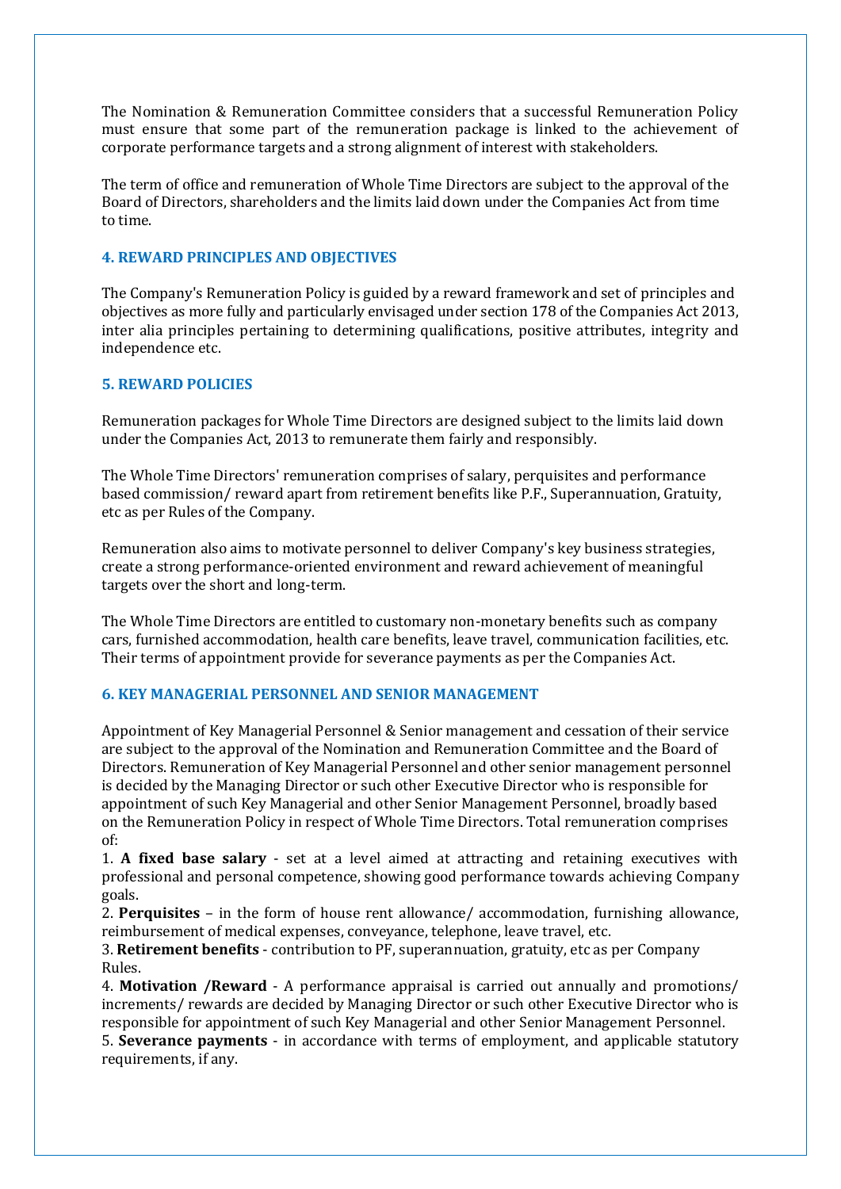The Nomination & Remuneration Committee considers that a successful Remuneration Policy must ensure that some part of the remuneration package is linked to the achievement of corporate performance targets and a strong alignment of interest with stakeholders.

The term of office and remuneration of Whole Time Directors are subject to the approval of the Board of Directors, shareholders and the limits laid down under the Companies Act from time to time.

## 4. REWARD PRINCIPLES AND OBJECTIVES

The Company's Remuneration Policy is guided by a reward framework and set of principles and objectives as more fully and particularly envisaged under section 178 of the Companies Act 2013, inter alia principles pertaining to determining qualifications, positive attributes, integrity and independence etc.

## 5. REWARD POLICIES

Remuneration packages for Whole Time Directors are designed subject to the limits laid down under the Companies Act, 2013 to remunerate them fairly and responsibly.

The Whole Time Directors' remuneration comprises of salary, perquisites and performance based commission/ reward apart from retirement benefits like P.F., Superannuation, Gratuity, etc as per Rules of the Company.

Remuneration also aims to motivate personnel to deliver Company's key business strategies, create a strong performance-oriented environment and reward achievement of meaningful targets over the short and long-term.

The Whole Time Directors are entitled to customary non-monetary benefits such as company cars, furnished accommodation, health care benefits, leave travel, communication facilities, etc. Their terms of appointment provide for severance payments as per the Companies Act.

## 6. KEY MANAGERIAL PERSONNEL AND SENIOR MANAGEMENT

Appointment of Key Managerial Personnel & Senior management and cessation of their service are subject to the approval of the Nomination and Remuneration Committee and the Board of Directors. Remuneration of Key Managerial Personnel and other senior management personnel is decided by the Managing Director or such other Executive Director who is responsible for appointment of such Key Managerial and other Senior Management Personnel, broadly based on the Remuneration Policy in respect of Whole Time Directors. Total remuneration comprises of:

1. **A fixed base salary** - set at a level aimed at attracting and retaining executives with professional and personal competence, showing good performance towards achieving Company goals.
2. **Perquisites** – in the form of house rent allowance/ accommodation, furnishing allowance, reimbursement of medical expenses, conveyance, telephone, leave travel, etc.
3. **Retirement benefits** - contribution to PF, superannuation, gratuity, etc as per Company Rules.
4. **Motivation /Reward** - A performance appraisal is carried out annually and promotions/ increments/ rewards are decided by Managing Director or such other Executive Director who is responsible for appointment of such Key Managerial and other Senior Management Personnel.
5. **Severance payments** - in accordance with terms of employment, and applicable statutory requirements, if any.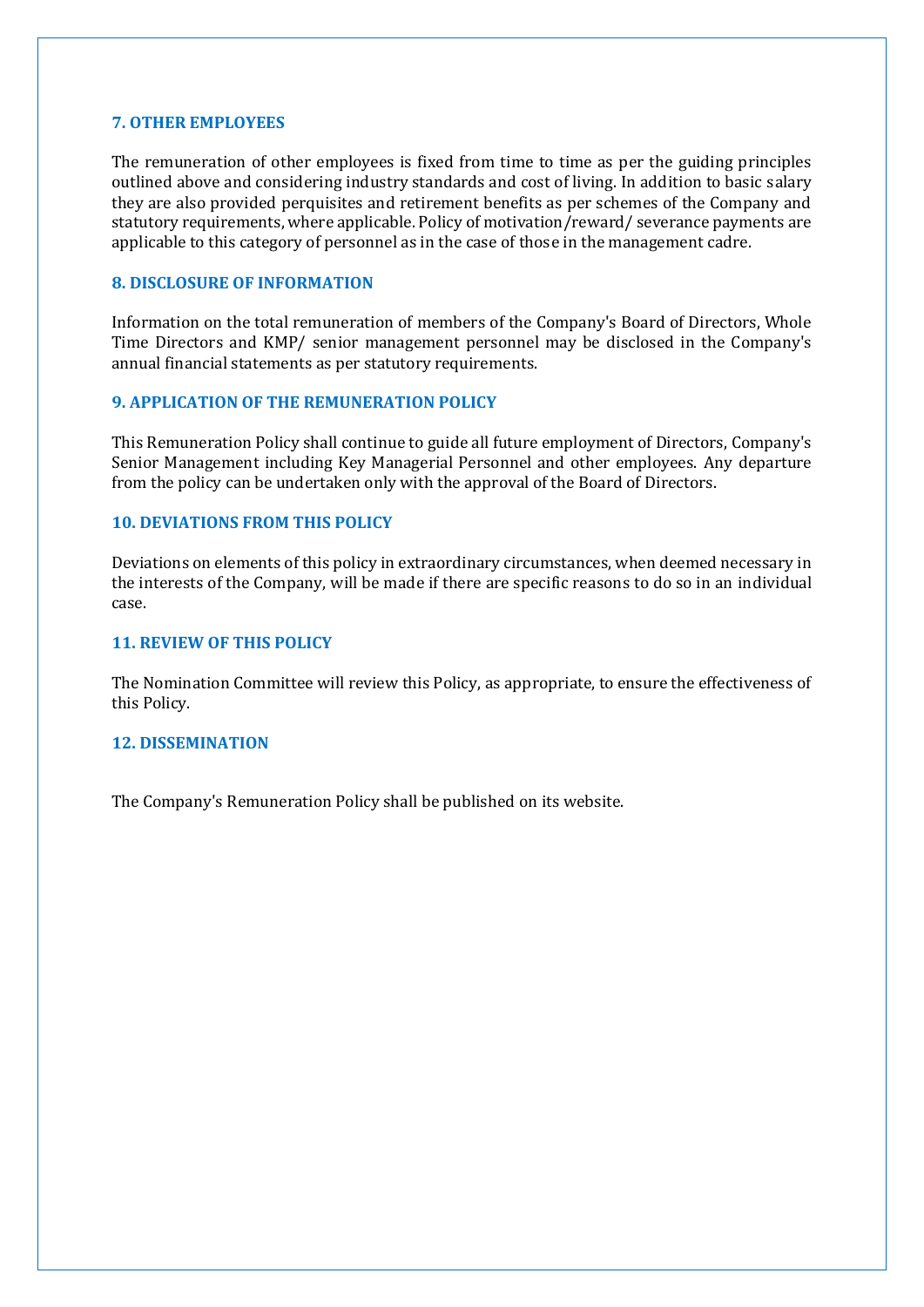### 7. OTHER EMPLOYEES

The remuneration of other employees is fixed from time to time as per the guiding principles outlined above and considering industry standards and cost of living. In addition to basic salary they are also provided perquisites and retirement benefits as per schemes of the Company and statutory requirements, where applicable. Policy of motivation/reward/ severance payments are applicable to this category of personnel as in the case of those in the management cadre.

### 8. DISCLOSURE OF INFORMATION

Information on the total remuneration of members of the Company's Board of Directors, Whole Time Directors and KMP/ senior management personnel may be disclosed in the Company's annual financial statements as per statutory requirements.

### 9. APPLICATION OF THE REMUNERATION POLICY

This Remuneration Policy shall continue to guide all future employment of Directors, Company's Senior Management including Key Managerial Personnel and other employees. Any departure from the policy can be undertaken only with the approval of the Board of Directors.

### 10. DEVIATIONS FROM THIS POLICY

Deviations on elements of this policy in extraordinary circumstances, when deemed necessary in the interests of the Company, will be made if there are specific reasons to do so in an individual case.

### 11. REVIEW OF THIS POLICY

The Nomination Committee will review this Policy, as appropriate, to ensure the effectiveness of this Policy.

### 12. DISSEMINATION

The Company's Remuneration Policy shall be published on its website.